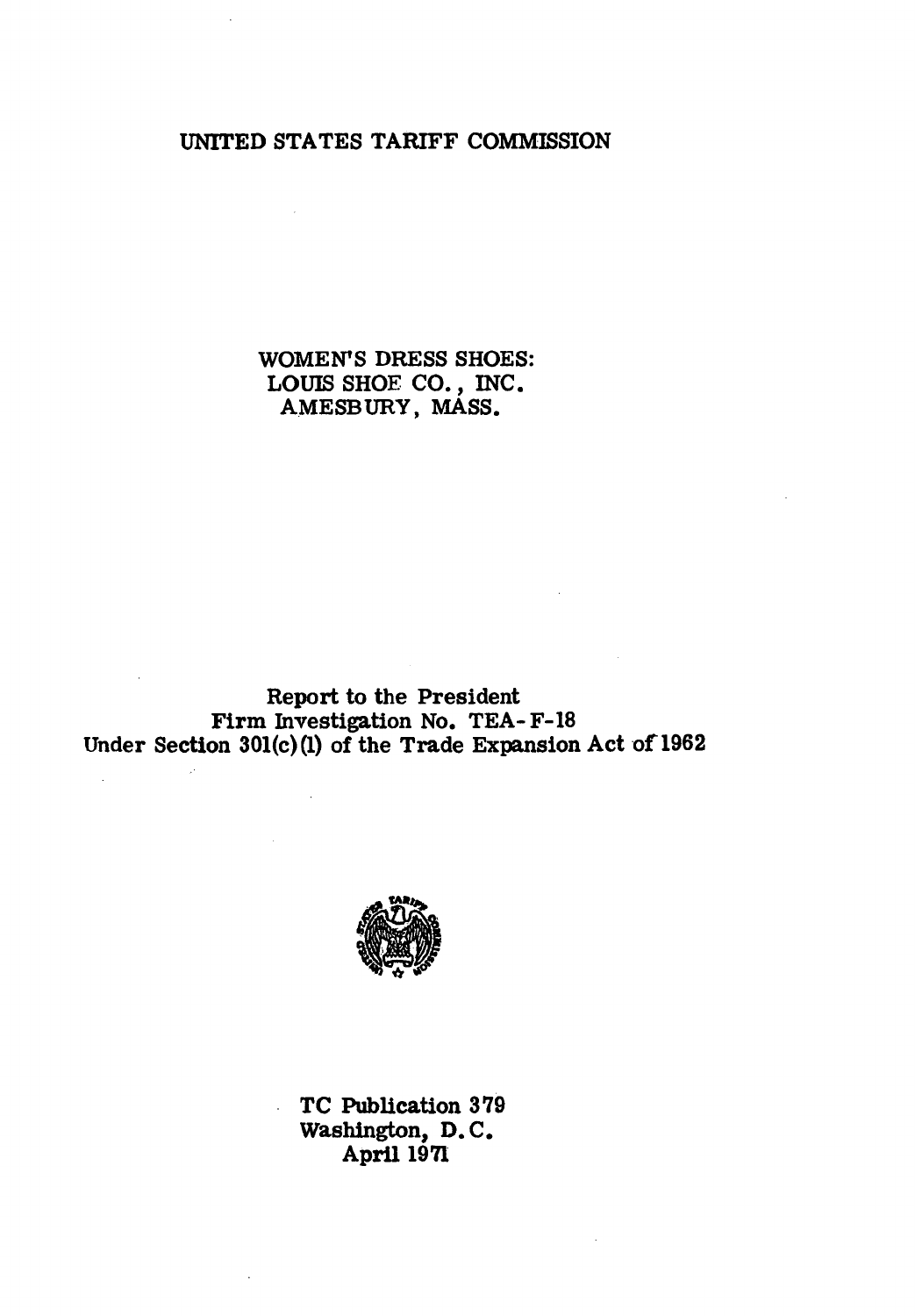UNITED STATES TARIFF COMMISSION

# WOMEN'S DRESS SHOES: LOUIS SHOE CO., INC. AMESBURY, MASS.

Report to the President
Firm Investigation No. TEA-F-18
Under Section 301(c)(1) of the Trade Expansion Act of 1962

TC Publication 379
Washington, D.C.
April 1971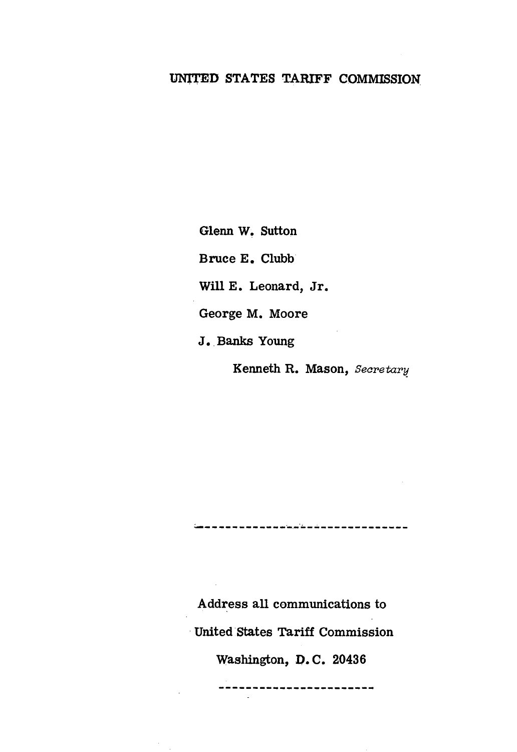UNITED STATES TARIFF COMMISSION

Glenn W. Sutton

Bruce E. Clubb

Will E. Leonard, Jr.

George M. Moore

J. Banks Young

Kenneth R. Mason, *Secretary*

---

Address all communications to

United States Tariff Commission

Washington, D.C. 20436

---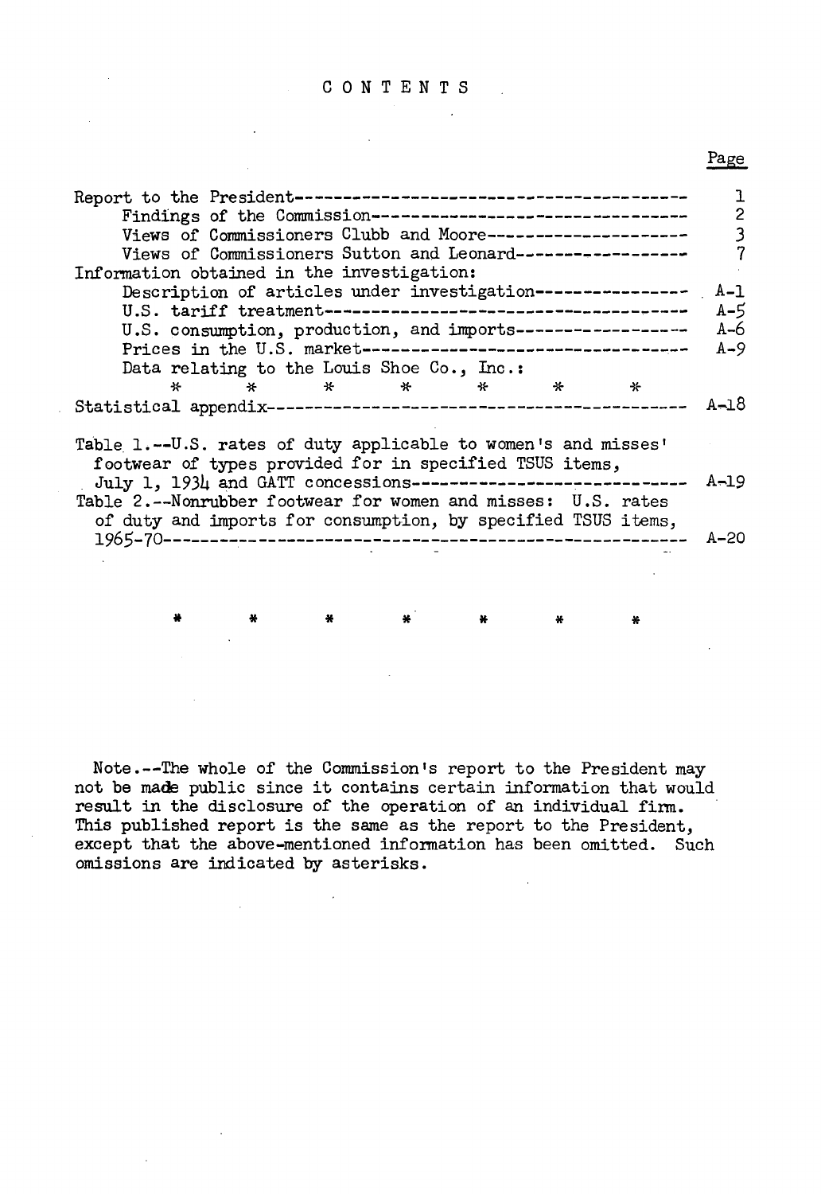# CONTENTS

| | Page |
|---|---|
| Report to the President | 1 |
| Findings of the Commission | 2 |
| Views of Commissioners Clubb and Moore | 3 |
| Views of Commissioners Sutton and Leonard | 7 |
| Information obtained in the investigation: | |
| Description of articles under investigation | A-1 |
| U.S. tariff treatment | A-5 |
| U.S. consumption, production, and imports | A-6 |
| Prices in the U.S. market | A-9 |
| Data relating to the Louis Shoe Co., Inc.: | |
| * * * * * * * | |
| Statistical appendix | A-18 |
| Table 1.--U.S. rates of duty applicable to women's and misses' footwear of types provided for in specified TSUS items, July 1, 1934 and GATT concessions | A-19 |
| Table 2.--Nonrubber footwear for women and misses: U.S. rates of duty and imports for consumption, by specified TSUS items, 1965-70 | A-20 |

\* \* \* \* \* \* \*

Note.--The whole of the Commission's report to the President may not be made public since it contains certain information that would result in the disclosure of the operation of an individual firm. This published report is the same as the report to the President, except that the above-mentioned information has been omitted. Such omissions are indicated by asterisks.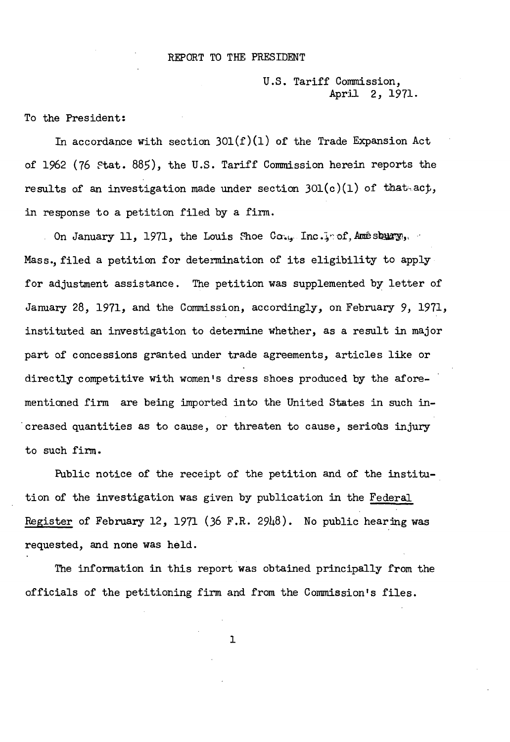REPORT TO THE PRESIDENT

U.S. Tariff Commission,
April 2, 1971.

To the President:

In accordance with section 301(f)(1) of the Trade Expansion Act of 1962 (76 Stat. 885), the U.S. Tariff Commission herein reports the results of an investigation made under section 301(c)(1) of that act, in response to a petition filed by a firm.

On January 11, 1971, the Louis Shoe Co., Inc., of Amesbury, Mass., filed a petition for determination of its eligibility to apply for adjustment assistance. The petition was supplemented by letter of January 28, 1971, and the Commission, accordingly, on February 9, 1971, instituted an investigation to determine whether, as a result in major part of concessions granted under trade agreements, articles like or directly competitive with women's dress shoes produced by the aforementioned firm are being imported into the United States in such increased quantities as to cause, or threaten to cause, serious injury to such firm.

Public notice of the receipt of the petition and of the institution of the investigation was given by publication in the Federal Register of February 12, 1971 (36 F.R. 2948). No public hearing was requested, and none was held.

The information in this report was obtained principally from the officials of the petitioning firm and from the Commission's files.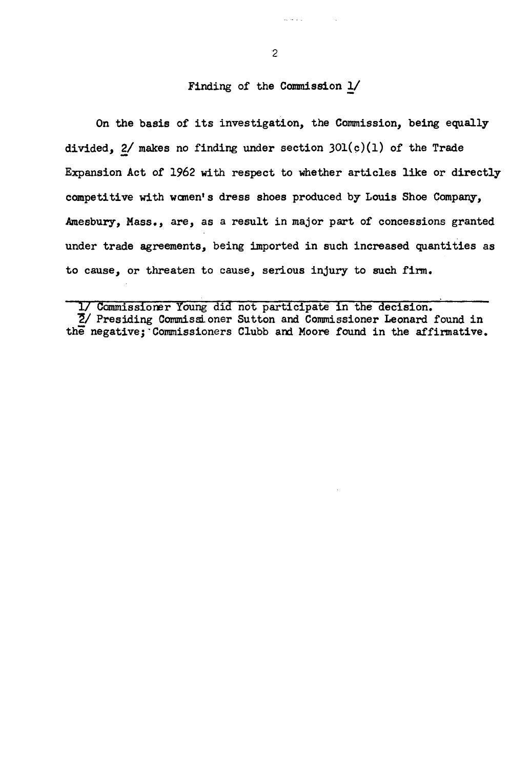## Finding of the Commission [1]

On the basis of its investigation, the Commission, being equally divided, [2] makes no finding under section 301(c)(1) of the Trade Expansion Act of 1962 with respect to whether articles like or directly competitive with women's dress shoes produced by Louis Shoe Company, Amesbury, Mass., are, as a result in major part of concessions granted under trade agreements, being imported in such increased quantities as to cause, or threaten to cause, serious injury to such firm.

---

1/ Commissioner Young did not participate in the decision.

2/ Presiding Commissioner Sutton and Commissioner Leonard found in the negative; Commissioners Clubb and Moore found in the affirmative.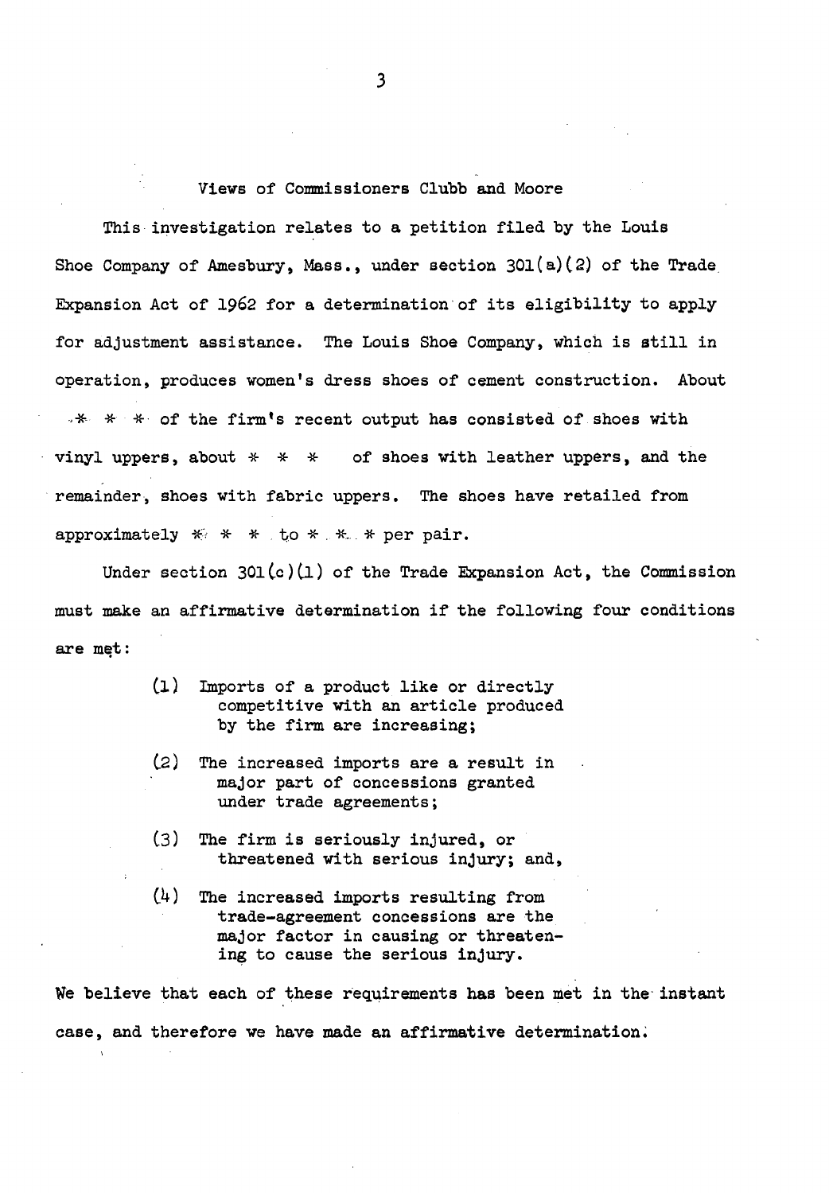## Views of Commissioners Clubb and Moore

This investigation relates to a petition filed by the Louis Shoe Company of Amesbury, Mass., under section 301(a)(2) of the Trade Expansion Act of 1962 for a determination of its eligibility to apply for adjustment assistance. The Louis Shoe Company, which is still in operation, produces women's dress shoes of cement construction. About * * * of the firm's recent output has consisted of shoes with vinyl uppers, about * * * of shoes with leather uppers, and the remainder, shoes with fabric uppers. The shoes have retailed from approximately * * * to * * * per pair.

Under section 301(c)(1) of the Trade Expansion Act, the Commission must make an affirmative determination if the following four conditions are met:

> (1) Imports of a product like or directly competitive with an article produced by the firm are increasing;
>
> (2) The increased imports are a result in major part of concessions granted under trade agreements;
>
> (3) The firm is seriously injured, or threatened with serious injury; and,
>
> (4) The increased imports resulting from trade-agreement concessions are the major factor in causing or threatening to cause the serious injury.

We believe that each of these requirements has been met in the instant case, and therefore we have made an affirmative determination.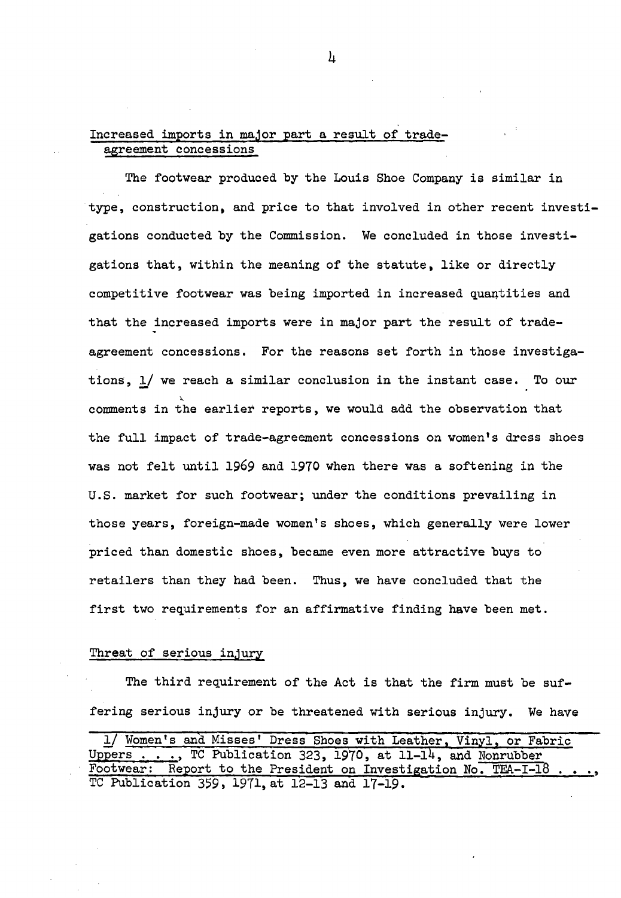## Increased imports in major part a result of trade-agreement concessions

The footwear produced by the Louis Shoe Company is similar in type, construction, and price to that involved in other recent investigations conducted by the Commission. We concluded in those investigations that, within the meaning of the statute, like or directly competitive footwear was being imported in increased quantities and that the increased imports were in major part the result of trade-agreement concessions. For the reasons set forth in those investigations, 1/ we reach a similar conclusion in the instant case. To our comments in the earlier reports, we would add the observation that the full impact of trade-agreement concessions on women's dress shoes was not felt until 1969 and 1970 when there was a softening in the U.S. market for such footwear; under the conditions prevailing in those years, foreign-made women's shoes, which generally were lower priced than domestic shoes, became even more attractive buys to retailers than they had been. Thus, we have concluded that the first two requirements for an affirmative finding have been met.

## Threat of serious injury

The third requirement of the Act is that the firm must be suffering serious injury or be threatened with serious injury. We have

---

1/ Women's and Misses' Dress Shoes with Leather, Vinyl, or Fabric Uppers . . ., TC Publication 323, 1970, at 11-14, and Nonrubber Footwear: Report to the President on Investigation No. TEA-I-18 . . ., TC Publication 359, 1971, at 12-13 and 17-19.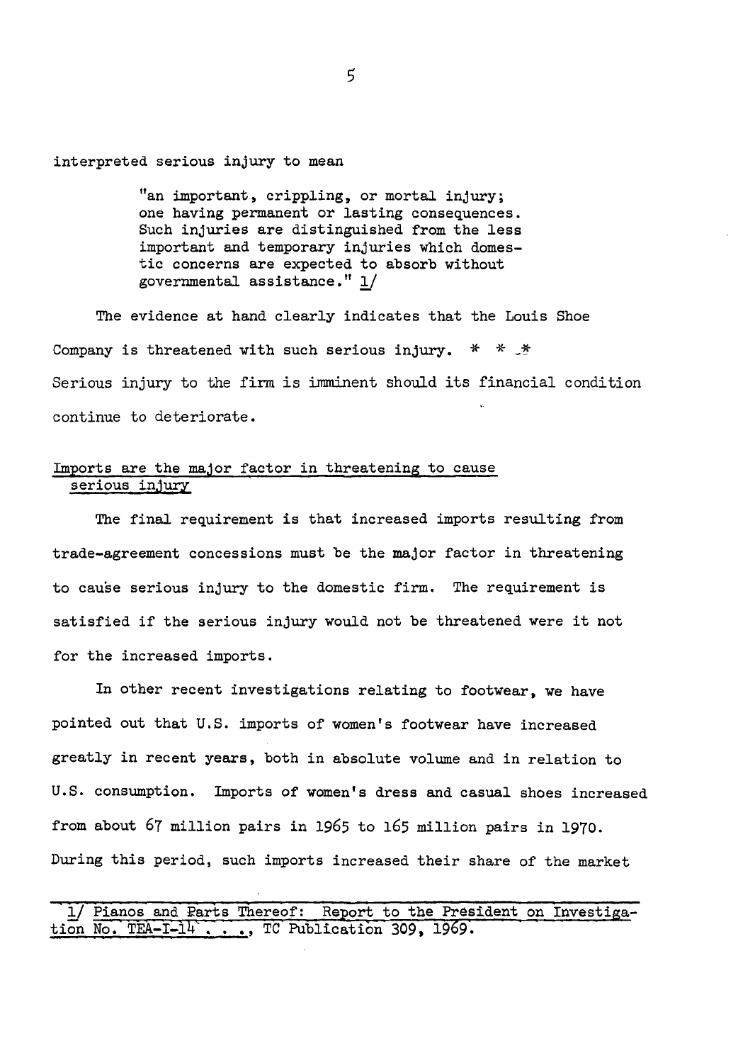interpreted serious injury to mean

> "an important, crippling, or mortal injury; one having permanent or lasting consequences. Such injuries are distinguished from the less important and temporary injuries which domestic concerns are expected to absorb without governmental assistance." 1/

The evidence at hand clearly indicates that the Louis Shoe Company is threatened with such serious injury. * * * Serious injury to the firm is imminent should its financial condition continue to deteriorate.

<u>Imports are the major factor in threatening to cause serious injury</u>

The final requirement is that increased imports resulting from trade-agreement concessions must be the major factor in threatening to cause serious injury to the domestic firm. The requirement is satisfied if the serious injury would not be threatened were it not for the increased imports.

In other recent investigations relating to footwear, we have pointed out that U.S. imports of women's footwear have increased greatly in recent years, both in absolute volume and in relation to U.S. consumption. Imports of women's dress and casual shoes increased from about 67 million pairs in 1965 to 165 million pairs in 1970. During this period, such imports increased their share of the market

---

1/ Pianos and Parts Thereof: Report to the President on Investigation No. TEA-I-14 . . ., TC Publication 309, 1969.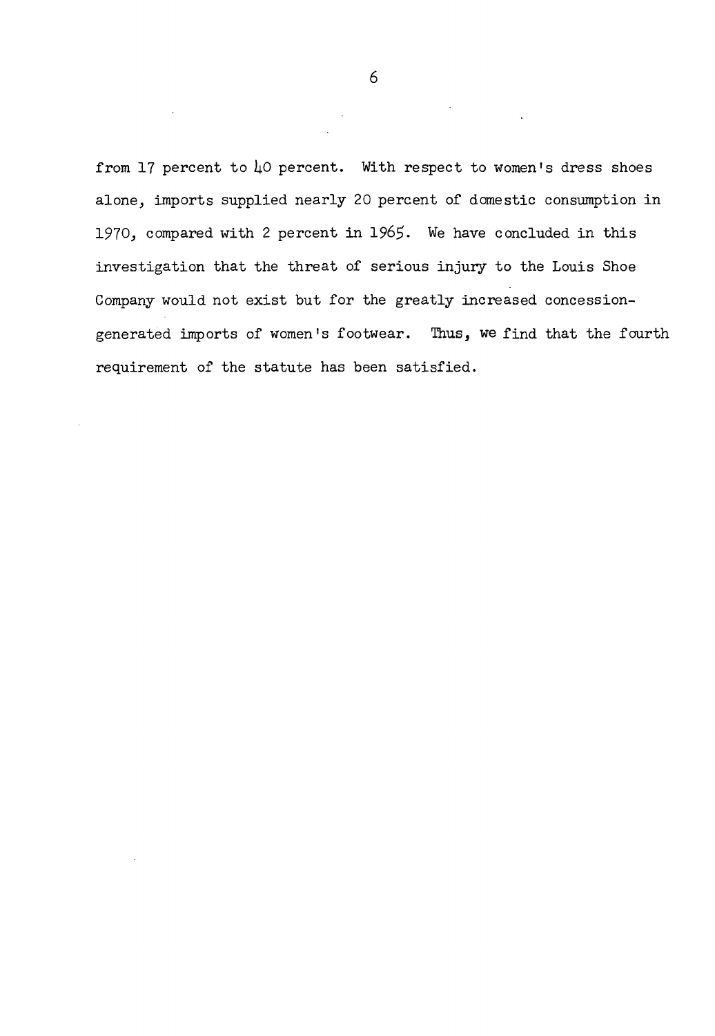from 17 percent to 40 percent. With respect to women's dress shoes alone, imports supplied nearly 20 percent of domestic consumption in 1970, compared with 2 percent in 1965. We have concluded in this investigation that the threat of serious injury to the Louis Shoe Company would not exist but for the greatly increased concession-generated imports of women's footwear. Thus, we find that the fourth requirement of the statute has been satisfied.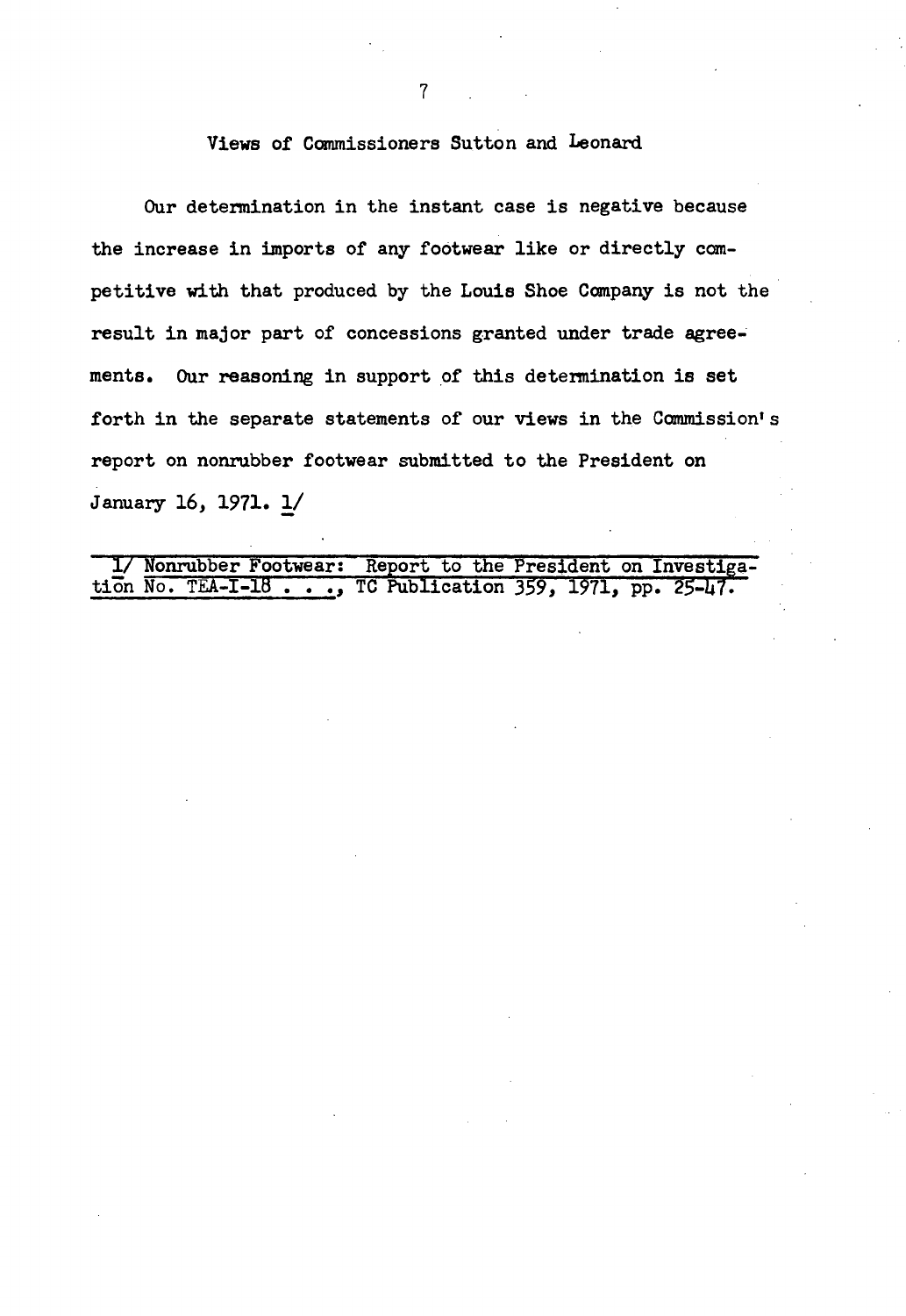## Views of Commissioners Sutton and Leonard

Our determination in the instant case is negative because the increase in imports of any footwear like or directly competitive with that produced by the Louis Shoe Company is not the result in major part of concessions granted under trade agreements. Our reasoning in support of this determination is set forth in the separate statements of our views in the Commission's report on nonrubber footwear submitted to the President on January 16, 1971. 1/

---

1/ Nonrubber Footwear: Report to the President on Investigation No. TEA-I-18 . . ., TC Publication 359, 1971, pp. 25-47.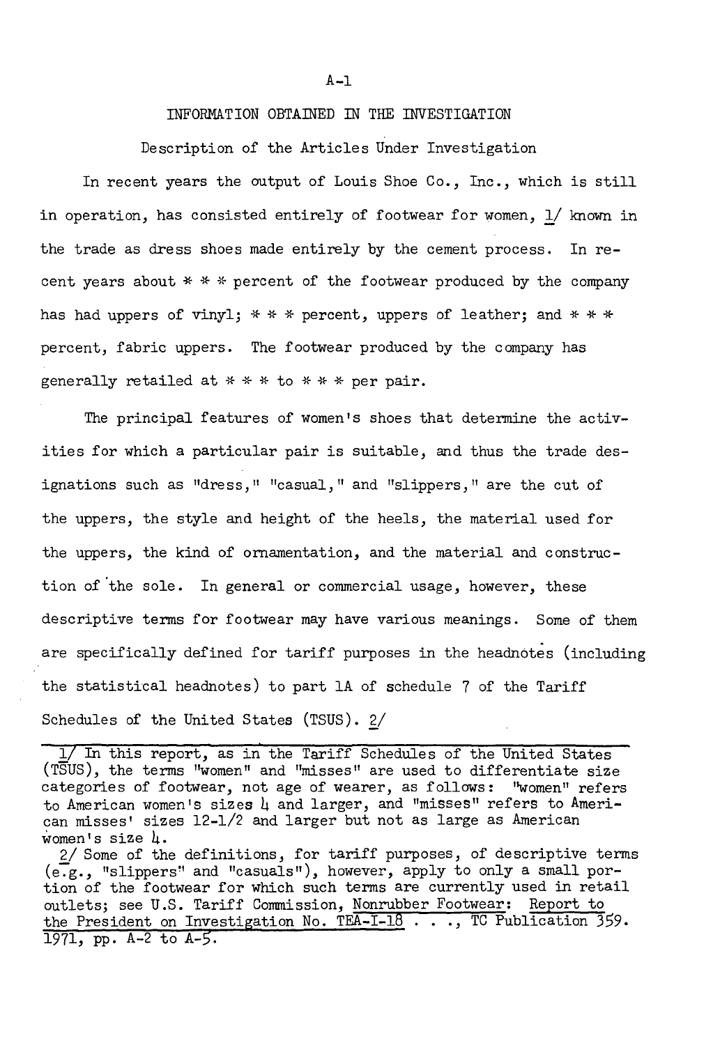## INFORMATION OBTAINED IN THE INVESTIGATION

### Description of the Articles Under Investigation

In recent years the output of Louis Shoe Co., Inc., which is still in operation, has consisted entirely of footwear for women, 1/ known in the trade as dress shoes made entirely by the cement process. In recent years about * * * percent of the footwear produced by the company has had uppers of vinyl; * * * percent, uppers of leather; and * * * percent, fabric uppers. The footwear produced by the company has generally retailed at * * * to * * * per pair.

The principal features of women's shoes that determine the activities for which a particular pair is suitable, and thus the trade designations such as "dress," "casual," and "slippers," are the cut of the uppers, the style and height of the heels, the material used for the uppers, the kind of ornamentation, and the material and construction of the sole. In general or commercial usage, however, these descriptive terms for footwear may have various meanings. Some of them are specifically defined for tariff purposes in the headnotes (including the statistical headnotes) to part 1A of schedule 7 of the Tariff Schedules of the United States (TSUS). 2/

---

1/ In this report, as in the Tariff Schedules of the United States (TSUS), the terms "women" and "misses" are used to differentiate size categories of footwear, not age of wearer, as follows: "women" refers to American women's sizes 4 and larger, and "misses" refers to American misses' sizes 12-1/2 and larger but not as large as American women's size 4.

2/ Some of the definitions, for tariff purposes, of descriptive terms (e.g., "slippers" and "casuals"), however, apply to only a small portion of the footwear for which such terms are currently used in retail outlets; see U.S. Tariff Commission, Nonrubber Footwear: Report to the President on Investigation No. TEA-I-18 . . ., TC Publication 359. 1971, pp. A-2 to A-5.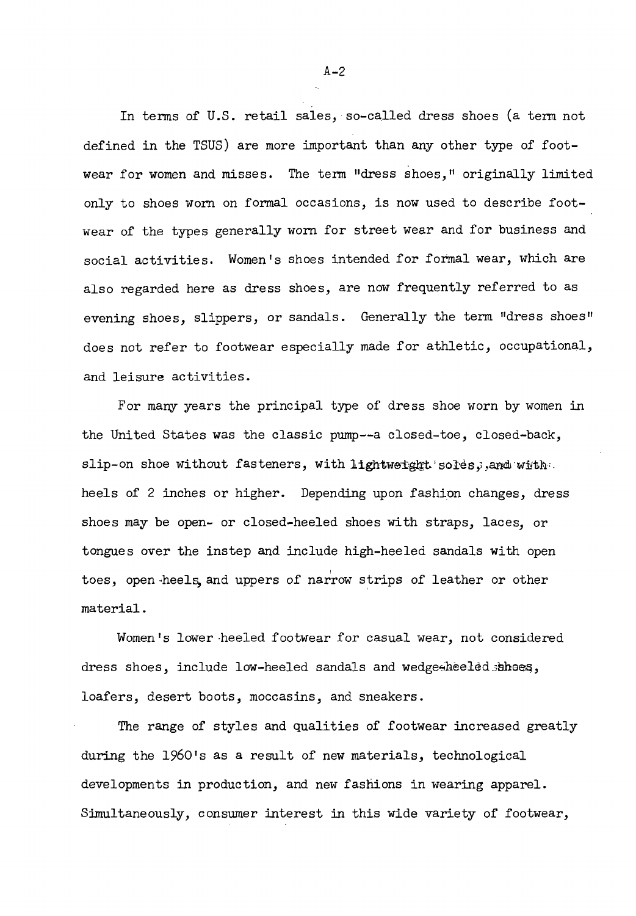In terms of U.S. retail sales, so-called dress shoes (a term not defined in the TSUS) are more important than any other type of footwear for women and misses. The term "dress shoes," originally limited only to shoes worn on formal occasions, is now used to describe footwear of the types generally worn for street wear and for business and social activities. Women's shoes intended for formal wear, which are also regarded here as dress shoes, are now frequently referred to as evening shoes, slippers, or sandals. Generally the term "dress shoes" does not refer to footwear especially made for athletic, occupational, and leisure activities.

For many years the principal type of dress shoe worn by women in the United States was the classic pump--a closed-toe, closed-back, slip-on shoe without fasteners, with lightweight soles, and with heels of 2 inches or higher. Depending upon fashion changes, dress shoes may be open- or closed-heeled shoes with straps, laces, or tongues over the instep and include high-heeled sandals with open toes, open heels, and uppers of narrow strips of leather or other material.

Women's lower heeled footwear for casual wear, not considered dress shoes, include low-heeled sandals and wedge-heeled shoes, loafers, desert boots, moccasins, and sneakers.

The range of styles and qualities of footwear increased greatly during the 1960's as a result of new materials, technological developments in production, and new fashions in wearing apparel. Simultaneously, consumer interest in this wide variety of footwear,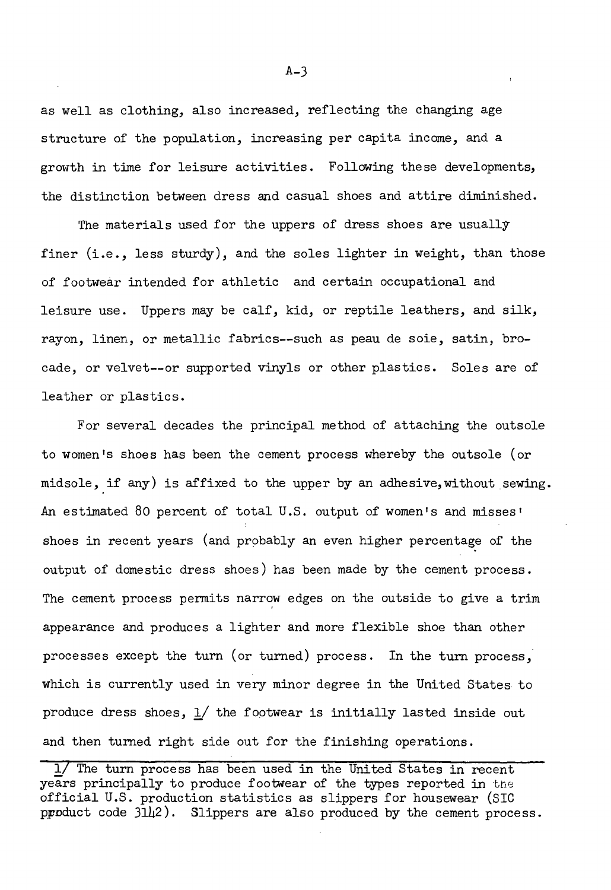as well as clothing, also increased, reflecting the changing age structure of the population, increasing per capita income, and a growth in time for leisure activities. Following these developments, the distinction between dress and casual shoes and attire diminished.

The materials used for the uppers of dress shoes are usually finer (i.e., less sturdy), and the soles lighter in weight, than those of footwear intended for athletic and certain occupational and leisure use. Uppers may be calf, kid, or reptile leathers, and silk, rayon, linen, or metallic fabrics--such as peau de soie, satin, brocade, or velvet--or supported vinyls or other plastics. Soles are of leather or plastics.

For several decades the principal method of attaching the outsole to women's shoes has been the cement process whereby the outsole (or midsole, if any) is affixed to the upper by an adhesive, without sewing. An estimated 80 percent of total U.S. output of women's and misses' shoes in recent years (and probably an even higher percentage of the output of domestic dress shoes) has been made by the cement process. The cement process permits narrow edges on the outside to give a trim appearance and produces a lighter and more flexible shoe than other processes except the turn (or turned) process. In the turn process, which is currently used in very minor degree in the United States to produce dress shoes, 1/ the footwear is initially lasted inside out and then turned right side out for the finishing operations.

---

1/ The turn process has been used in the United States in recent years principally to produce footwear of the types reported in the official U.S. production statistics as slippers for housewear (SIC product code 3142). Slippers are also produced by the cement process.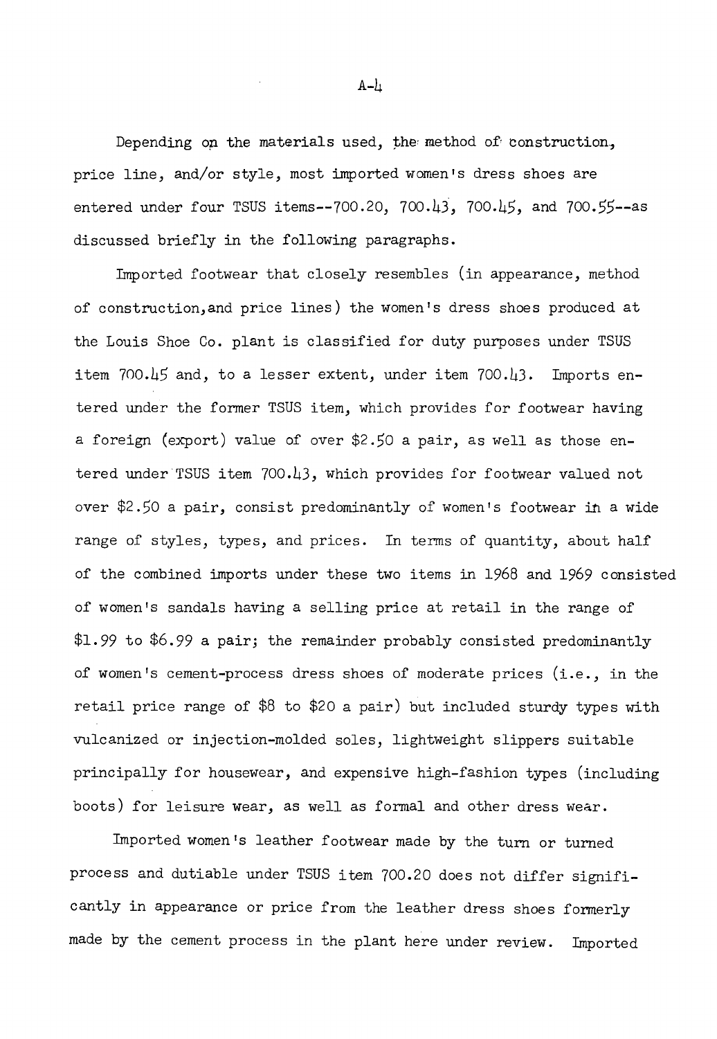Depending on the materials used, the method of construction, price line, and/or style, most imported women's dress shoes are entered under four TSUS items--700.20, 700.43, 700.45, and 700.55--as discussed briefly in the following paragraphs.

Imported footwear that closely resembles (in appearance, method of construction, and price lines) the women's dress shoes produced at the Louis Shoe Co. plant is classified for duty purposes under TSUS item 700.45 and, to a lesser extent, under item 700.43. Imports entered under the former TSUS item, which provides for footwear having a foreign (export) value of over $2.50 a pair, as well as those entered under TSUS item 700.43, which provides for footwear valued not over $2.50 a pair, consist predominantly of women's footwear in a wide range of styles, types, and prices. In terms of quantity, about half of the combined imports under these two items in 1968 and 1969 consisted of women's sandals having a selling price at retail in the range of $1.99 to $6.99 a pair; the remainder probably consisted predominantly of women's cement-process dress shoes of moderate prices (i.e., in the retail price range of $8 to $20 a pair) but included sturdy types with vulcanized or injection-molded soles, lightweight slippers suitable principally for housewear, and expensive high-fashion types (including boots) for leisure wear, as well as formal and other dress wear.

Imported women's leather footwear made by the turn or turned process and dutiable under TSUS item 700.20 does not differ significantly in appearance or price from the leather dress shoes formerly made by the cement process in the plant here under review. Imported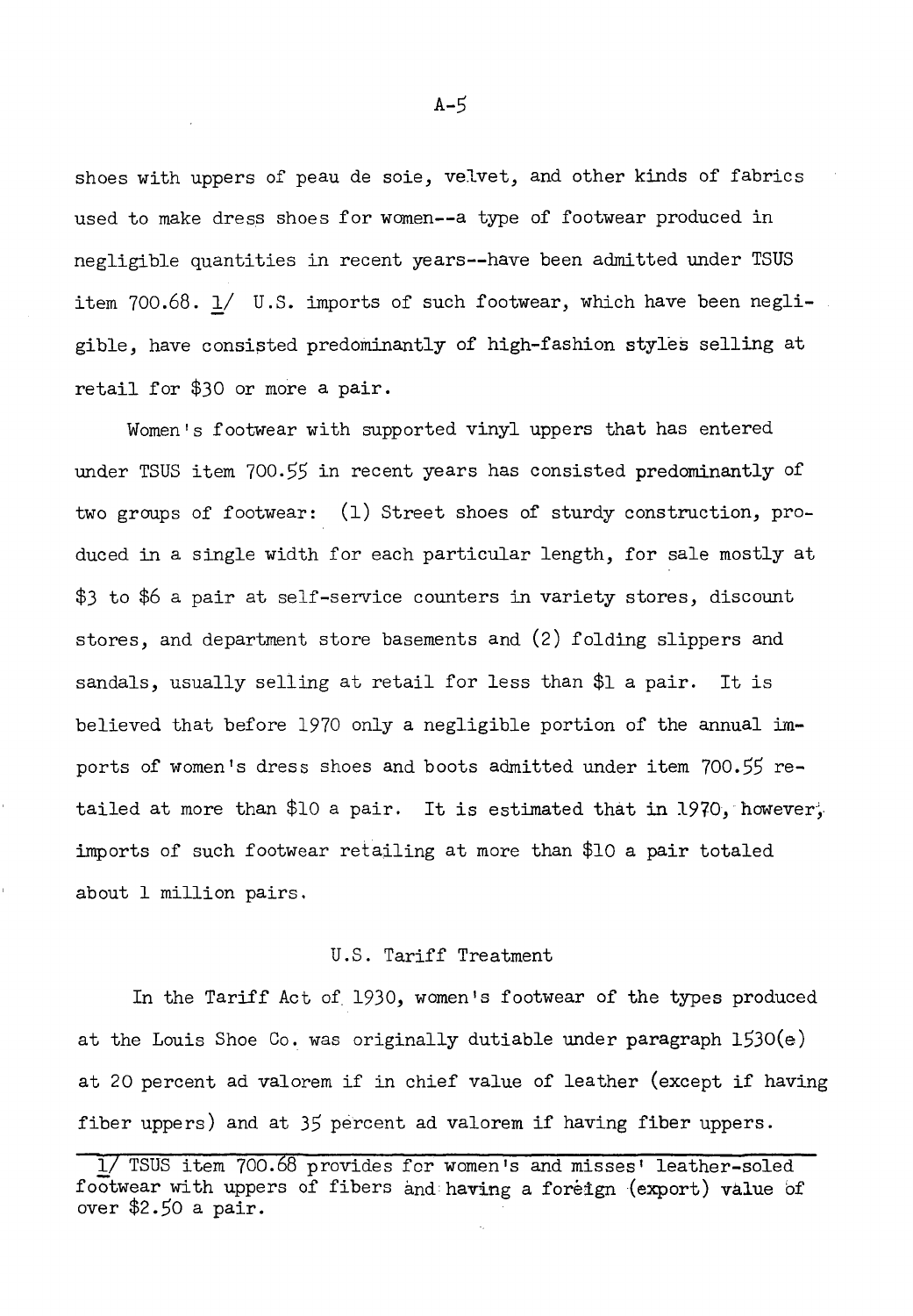shoes with uppers of peau de soie, velvet, and other kinds of fabrics used to make dress shoes for women--a type of footwear produced in negligible quantities in recent years--have been admitted under TSUS item 700.68. 1/ U.S. imports of such footwear, which have been negligible, have consisted predominantly of high-fashion styles selling at retail for $30 or more a pair.

Women's footwear with supported vinyl uppers that has entered under TSUS item 700.55 in recent years has consisted predominantly of two groups of footwear: (1) Street shoes of sturdy construction, produced in a single width for each particular length, for sale mostly at $3 to $6 a pair at self-service counters in variety stores, discount stores, and department store basements and (2) folding slippers and sandals, usually selling at retail for less than $1 a pair. It is believed that before 1970 only a negligible portion of the annual imports of women's dress shoes and boots admitted under item 700.55 retailed at more than $10 a pair. It is estimated that in 1970, however, imports of such footwear retailing at more than $10 a pair totaled about 1 million pairs.

## U.S. Tariff Treatment

In the Tariff Act of 1930, women's footwear of the types produced at the Louis Shoe Co. was originally dutiable under paragraph 1530(e) at 20 percent ad valorem if in chief value of leather (except if having fiber uppers) and at 35 percent ad valorem if having fiber uppers.

---

1/ TSUS item 700.68 provides for women's and misses' leather-soled footwear with uppers of fibers and having a foreign (export) value of over $2.50 a pair.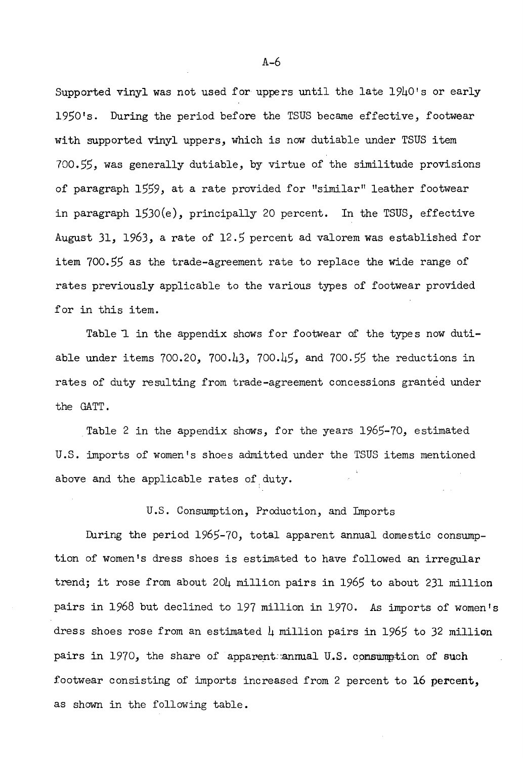Supported vinyl was not used for uppers until the late 1940's or early 1950's. During the period before the TSUS became effective, footwear with supported vinyl uppers, which is now dutiable under TSUS item 700.55, was generally dutiable, by virtue of the similitude provisions of paragraph 1559, at a rate provided for "similar" leather footwear in paragraph 1530(e), principally 20 percent. In the TSUS, effective August 31, 1963, a rate of 12.5 percent ad valorem was established for item 700.55 as the trade-agreement rate to replace the wide range of rates previously applicable to the various types of footwear provided for in this item.

Table 1 in the appendix shows for footwear of the types now dutiable under items 700.20, 700.43, 700.45, and 700.55 the reductions in rates of duty resulting from trade-agreement concessions granted under the GATT.

Table 2 in the appendix shows, for the years 1965-70, estimated U.S. imports of women's shoes admitted under the TSUS items mentioned above and the applicable rates of duty.

## U.S. Consumption, Production, and Imports

During the period 1965-70, total apparent annual domestic consumption of women's dress shoes is estimated to have followed an irregular trend; it rose from about 204 million pairs in 1965 to about 231 million pairs in 1968 but declined to 197 million in 1970. As imports of women's dress shoes rose from an estimated 4 million pairs in 1965 to 32 million pairs in 1970, the share of apparent annual U.S. consumption of such footwear consisting of imports increased from 2 percent to 16 percent, as shown in the following table.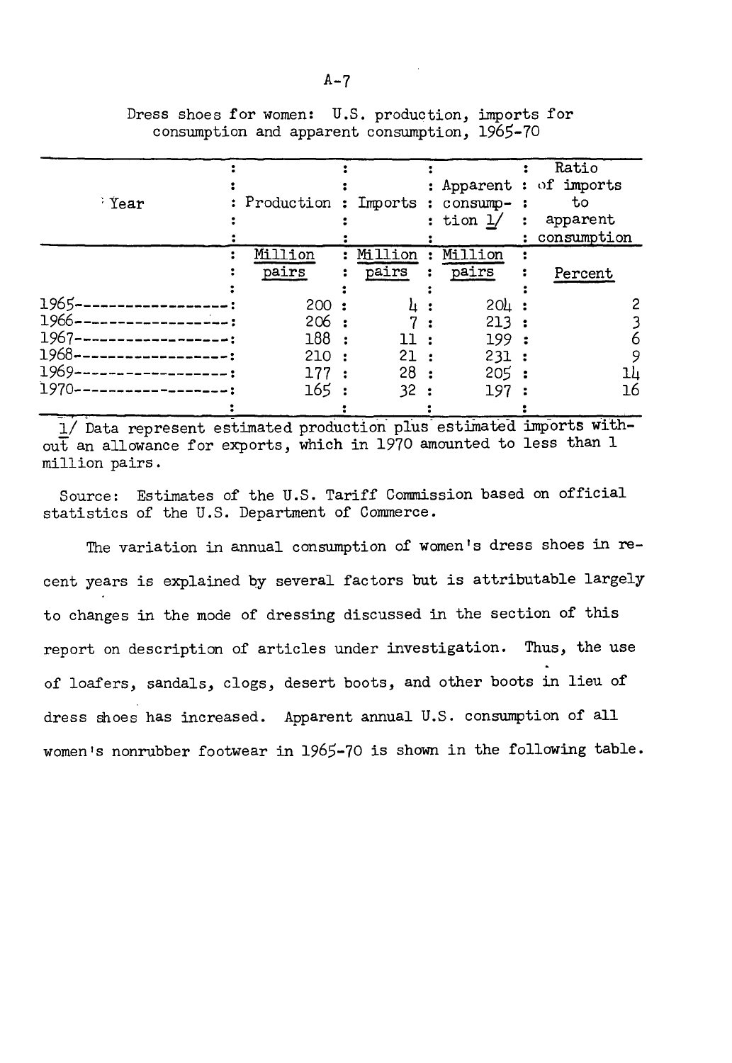Dress shoes for women: U.S. production, imports for consumption and apparent consumption, 1965-70

| Year | Production | Imports | Apparent consumption 1/ | Ratio of imports to apparent consumption |
|---|---|---|---|---|
| | Million pairs | Million pairs | Million pairs | Percent |
| 1965 | 200 | 4 | 204 | 2 |
| 1966 | 206 | 7 | 213 | 3 |
| 1967 | 188 | 11 | 199 | 6 |
| 1968 | 210 | 21 | 231 | 9 |
| 1969 | 177 | 28 | 205 | 14 |
| 1970 | 165 | 32 | 197 | 16 |

1/ Data represent estimated production plus estimated imports without an allowance for exports, which in 1970 amounted to less than 1 million pairs.

Source: Estimates of the U.S. Tariff Commission based on official statistics of the U.S. Department of Commerce.

The variation in annual consumption of women's dress shoes in recent years is explained by several factors but is attributable largely to changes in the mode of dressing discussed in the section of this report on description of articles under investigation. Thus, the use of loafers, sandals, clogs, desert boots, and other boots in lieu of dress shoes has increased. Apparent annual U.S. consumption of all women's nonrubber footwear in 1965-70 is shown in the following table.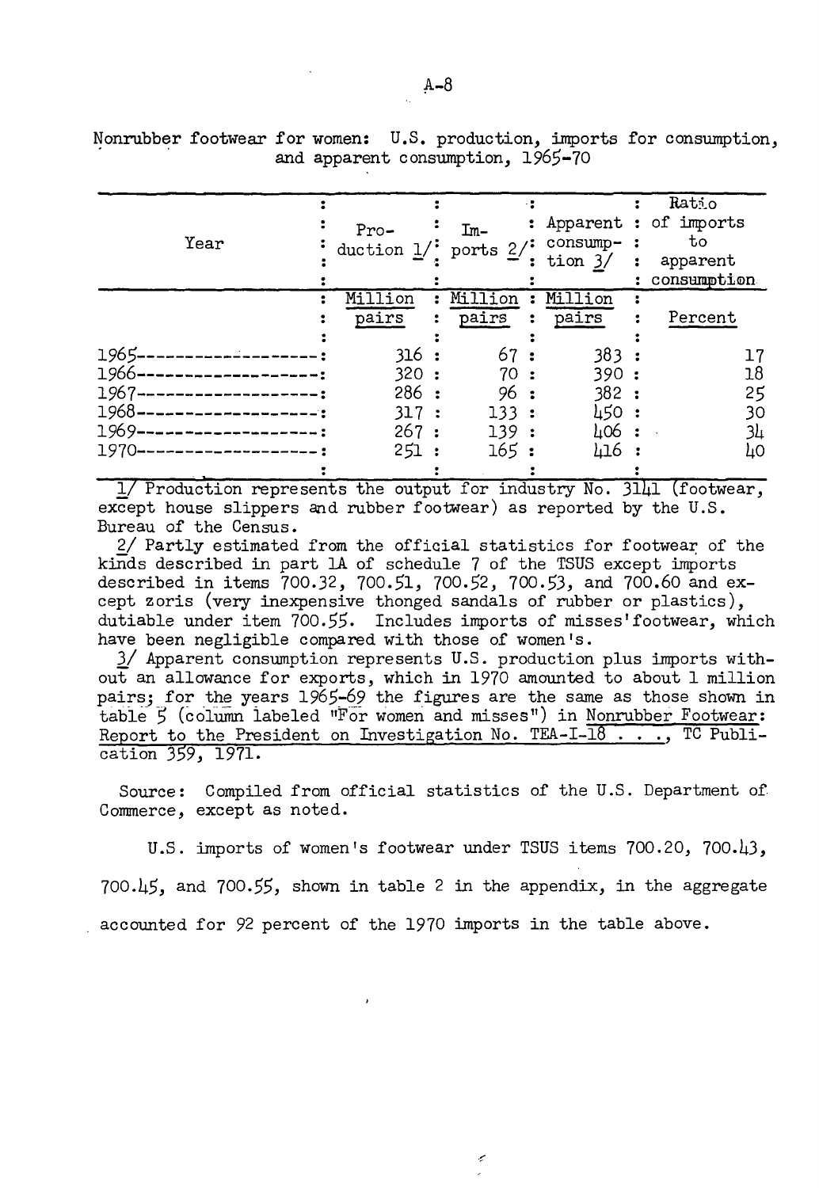Nonrubber footwear for women: U.S. production, imports for consumption, and apparent consumption, 1965-70

| Year | Production 1/ | Imports 2/ | Apparent consumption 3/ | Ratio of imports to apparent consumption |
|---|---|---|---|---|
| | Million pairs | Million pairs | Million pairs | Percent |
| 1965 | 316 | 67 | 383 | 17 |
| 1966 | 320 | 70 | 390 | 18 |
| 1967 | 286 | 96 | 382 | 25 |
| 1968 | 317 | 133 | 450 | 30 |
| 1969 | 267 | 139 | 406 | 34 |
| 1970 | 251 | 165 | 416 | 40 |

1/ Production represents the output for industry No. 3141 (footwear, except house slippers and rubber footwear) as reported by the U.S. Bureau of the Census.

2/ Partly estimated from the official statistics for footwear of the kinds described in part 1A of schedule 7 of the TSUS except imports described in items 700.32, 700.51, 700.52, 700.53, and 700.60 and except zoris (very inexpensive thonged sandals of rubber or plastics), dutiable under item 700.55. Includes imports of misses' footwear, which have been negligible compared with those of women's.

3/ Apparent consumption represents U.S. production plus imports without an allowance for exports, which in 1970 amounted to about 1 million pairs; for the years 1965-69 the figures are the same as those shown in table 5 (column labeled "For women and misses") in Nonrubber Footwear: Report to the President on Investigation No. TEA-I-18 . . ., TC Publication 359, 1971.

Source: Compiled from official statistics of the U.S. Department of Commerce, except as noted.

U.S. imports of women's footwear under TSUS items 700.20, 700.43, 700.45, and 700.55, shown in table 2 in the appendix, in the aggregate accounted for 92 percent of the 1970 imports in the table above.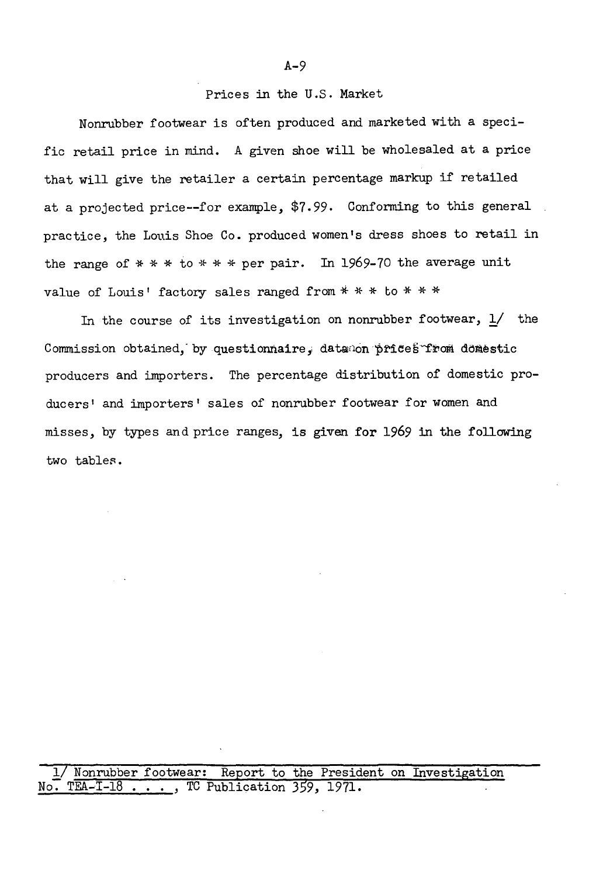## Prices in the U.S. Market

Nonrubber footwear is often produced and marketed with a specific retail price in mind. A given shoe will be wholesaled at a price that will give the retailer a certain percentage markup if retailed at a projected price--for example, $7.99. Conforming to this general practice, the Louis Shoe Co. produced women's dress shoes to retail in the range of * * * to * * * per pair. In 1969-70 the average unit value of Louis' factory sales ranged from * * * to * * *

In the course of its investigation on nonrubber footwear, 1/ the Commission obtained, by questionnaire, data on prices from domestic producers and importers. The percentage distribution of domestic producers' and importers' sales of nonrubber footwear for women and misses, by types and price ranges, is given for 1969 in the following two tables.

---

1/ Nonrubber footwear: Report to the President on Investigation No. TEA-I-18 . . . , TC Publication 359, 1971.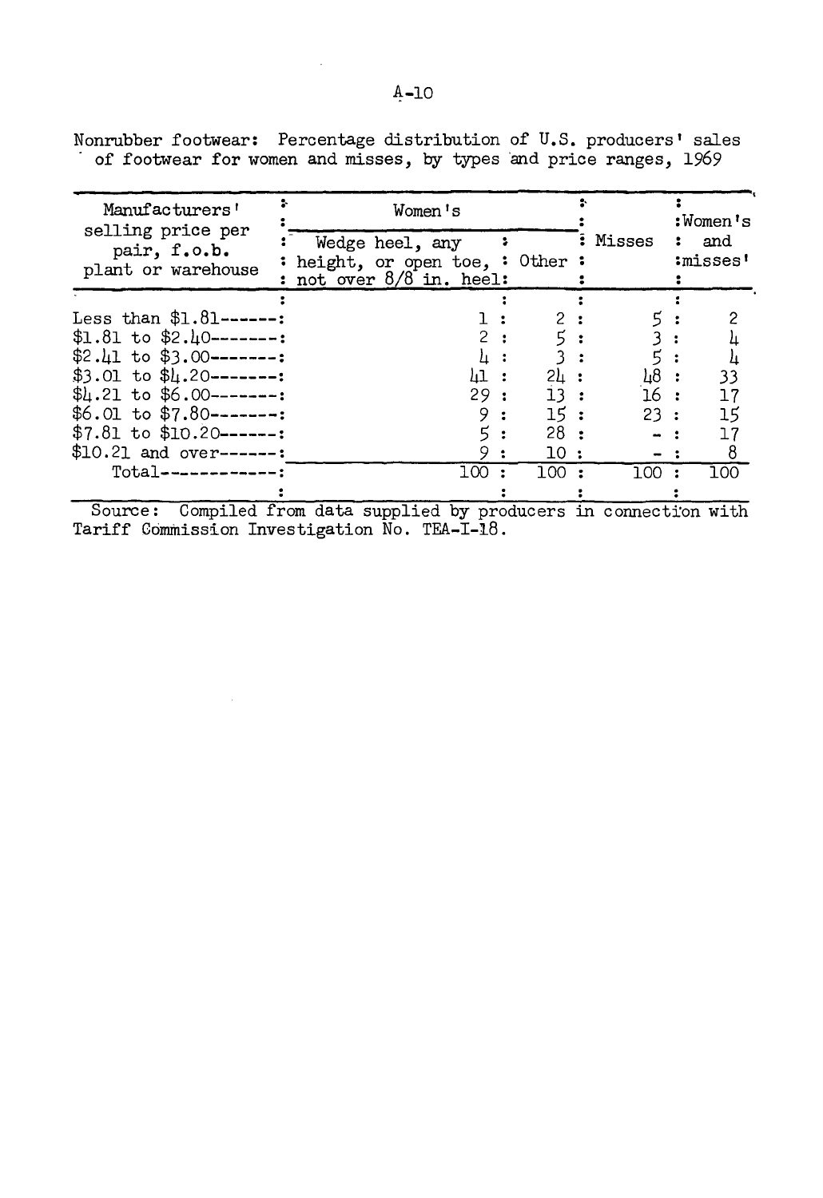Nonrubber footwear: Percentage distribution of U.S. producers' sales of footwear for women and misses, by types and price ranges, 1969

| Manufacturers' selling price per pair, f.o.b. plant or warehouse | Women's | | Misses | Women's and misses' |
|---|---|---|---|---|
| | Wedge heel, any height, or open toe, not over 8/8 in. heel | Other | | |
| Less than $1.81 | 1 | 2 | 5 | 2 |
| $1.81 to $2.40 | 2 | 5 | 3 | 4 |
| $2.41 to $3.00 | 4 | 3 | 5 | 4 |
| $3.01 to $4.20 | 41 | 24 | 48 | 33 |
| $4.21 to $6.00 | 29 | 13 | 16 | 17 |
| $6.01 to $7.80 | 9 | 15 | 23 | 15 |
| $7.81 to $10.20 | 5 | 28 | - | 17 |
| $10.21 and over | 9 | 10 | - | 8 |
| Total | 100 | 100 | 100 | 100 |

Source: Compiled from data supplied by producers in connection with Tariff Commission Investigation No. TEA-I-18.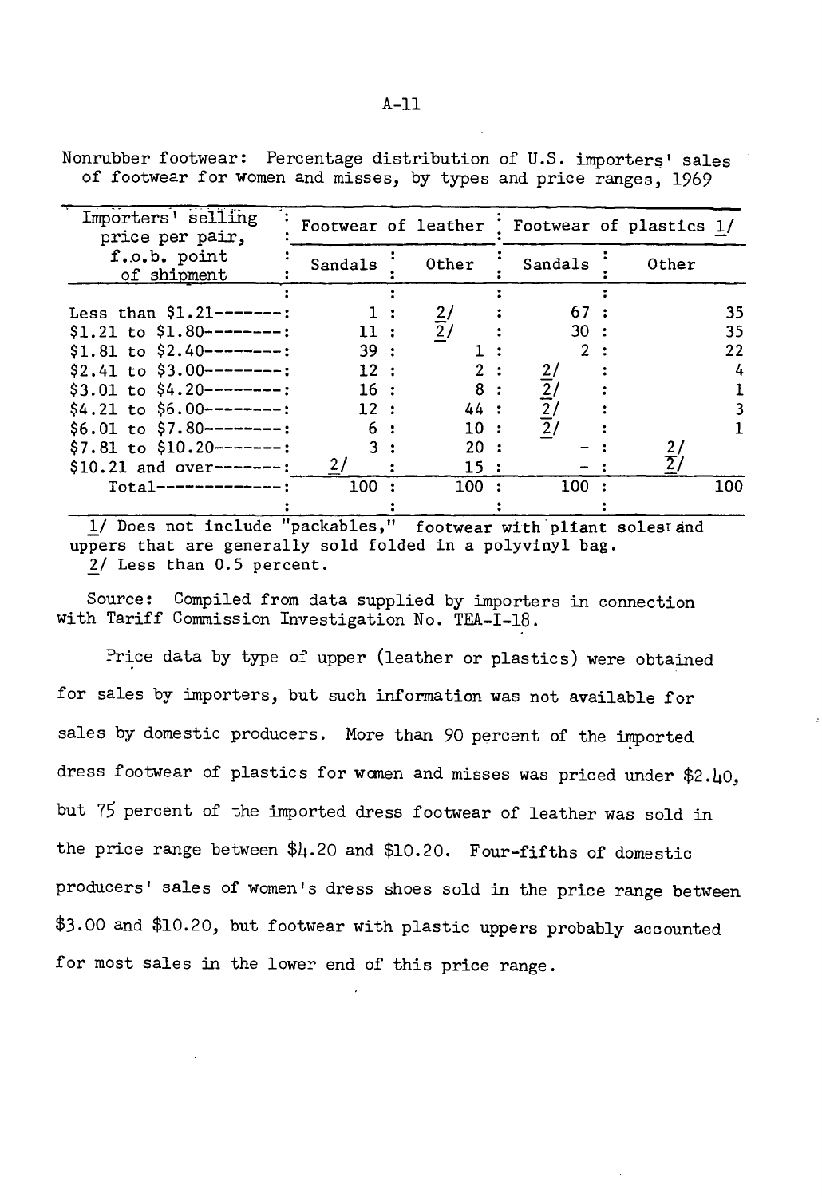Nonrubber footwear: Percentage distribution of U.S. importers' sales of footwear for women and misses, by types and price ranges, 1969

| Importers' selling price per pair, f.o.b. point of shipment | Footwear of leather | | Footwear of plastics 1/ | |
|---|---|---|---|---|
| | Sandals | Other | Sandals | Other |
| Less than $1.21 | 1 | 2/ | 67 | 35 |
| $1.21 to $1.80 | 11 | 2/ | 30 | 35 |
| $1.81 to $2.40 | 39 | 1 | 2 | 22 |
| $2.41 to $3.00 | 12 | 2 | 2/ | 4 |
| $3.01 to $4.20 | 16 | 8 | 2/ | 1 |
| $4.21 to $6.00 | 12 | 44 | 2/ | 3 |
| $6.01 to $7.80 | 6 | 10 | 2/ | 1 |
| $7.81 to $10.20 | 3 | 20 | - | 2/ |
| $10.21 and over | 2/ | 15 | - | 2/ |
| Total | 100 | 100 | 100 | 100 |

1/ Does not include "packables," footwear with pliant soles and uppers that are generally sold folded in a polyvinyl bag.
2/ Less than 0.5 percent.

Source: Compiled from data supplied by importers in connection with Tariff Commission Investigation No. TEA-I-18.

Price data by type of upper (leather or plastics) were obtained for sales by importers, but such information was not available for sales by domestic producers. More than 90 percent of the imported dress footwear of plastics for women and misses was priced under $2.40, but 75 percent of the imported dress footwear of leather was sold in the price range between $4.20 and $10.20. Four-fifths of domestic producers' sales of women's dress shoes sold in the price range between $3.00 and $10.20, but footwear with plastic uppers probably accounted for most sales in the lower end of this price range.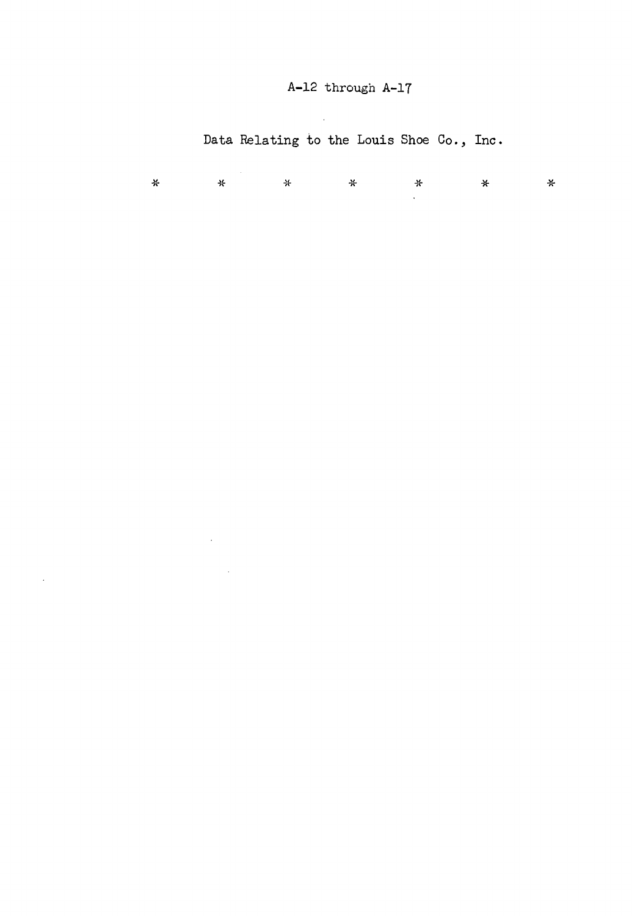A-12 through A-17

Data Relating to the Louis Shoe Co., Inc.

\*     \*     \*     \*     \*     \*     \*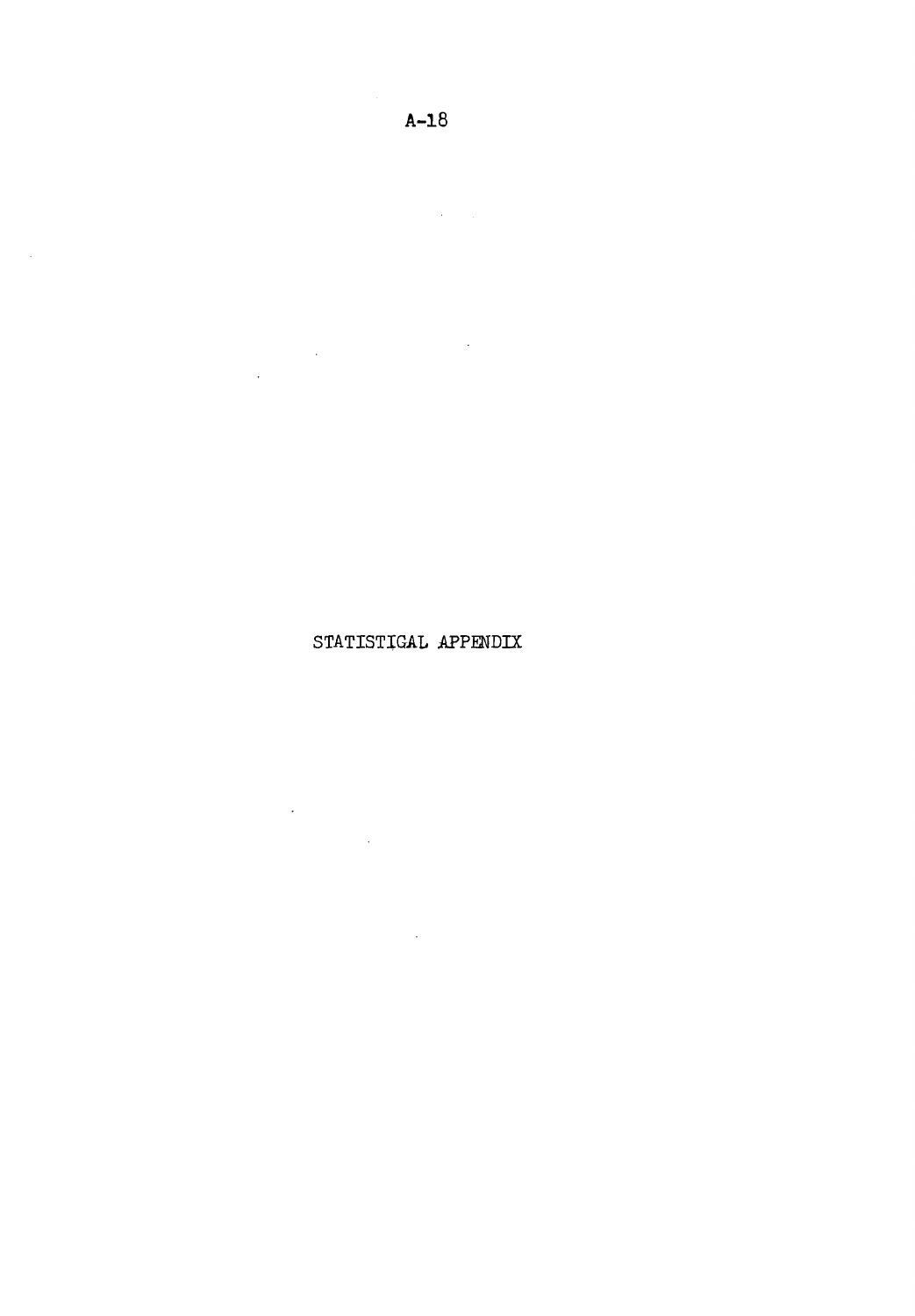# STATISTICAL APPENDIX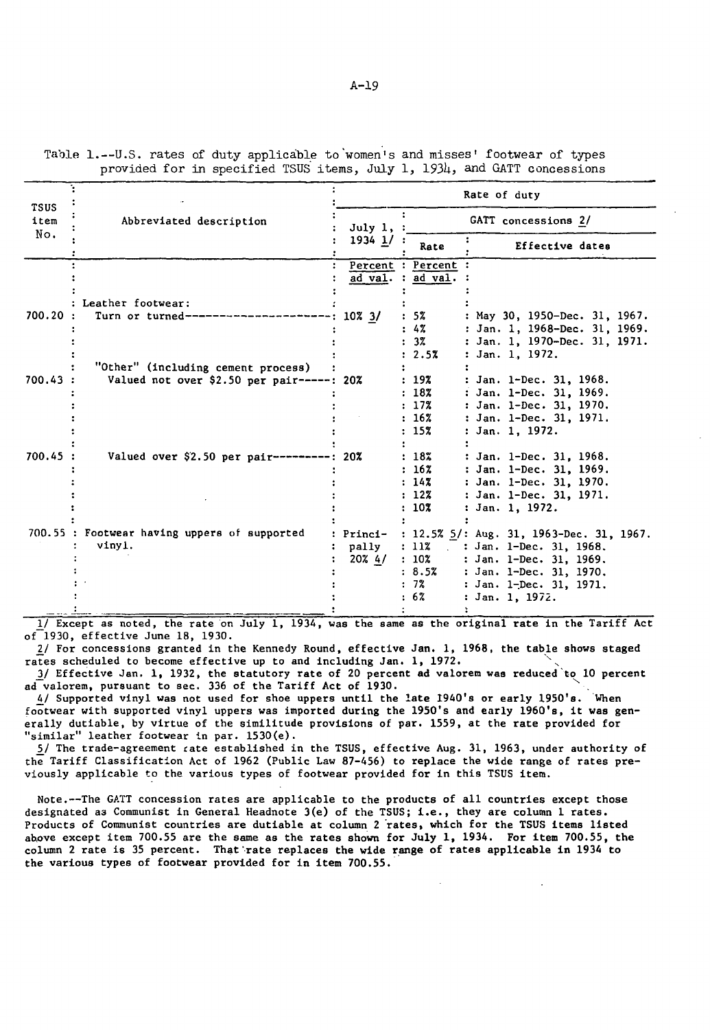Table 1.--U.S. rates of duty applicable to women's and misses' footwear of types provided for in specified TSUS items, July 1, 1934, and GATT concessions

| TSUS item No. | Abbreviated description | Rate of duty | | |
|---|---|---|---|---|
| | | July 1, 1934 1/ | GATT concessions 2/ | |
| | | | Rate | Effective dates |
| | | Percent ad val. | Percent ad val. | |
| | Leather footwear: | | | |
| 700.20 | Turn or turned | 10% 3/ | 5% | May 30, 1950-Dec. 31, 1967. |
| | | | 4% | Jan. 1, 1968-Dec. 31, 1969. |
| | | | 3% | Jan. 1, 1970-Dec. 31, 1971. |
| | | | 2.5% | Jan. 1, 1972. |
| | "Other" (including cement process) | | | |
| 700.43 | Valued not over $2.50 per pair | 20% | 19% | Jan. 1-Dec. 31, 1968. |
| | | | 18% | Jan. 1-Dec. 31, 1969. |
| | | | 17% | Jan. 1-Dec. 31, 1970. |
| | | | 16% | Jan. 1-Dec. 31, 1971. |
| | | | 15% | Jan. 1, 1972. |
| 700.45 | Valued over $2.50 per pair | 20% | 18% | Jan. 1-Dec. 31, 1968. |
| | | | 16% | Jan. 1-Dec. 31, 1969. |
| | | | 14% | Jan. 1-Dec. 31, 1970. |
| | | | 12% | Jan. 1-Dec. 31, 1971. |
| | | | 10% | Jan. 1, 1972. |
| 700.55 | Footwear having uppers of supported vinyl. | Principally 20% 4/ | 12.5% 5/ | Aug. 31, 1963-Dec. 31, 1967. |
| | | | 11% | Jan. 1-Dec. 31, 1968. |
| | | | 10% | Jan. 1-Dec. 31, 1969. |
| | | | 8.5% | Jan. 1-Dec. 31, 1970. |
| | | | 7% | Jan. 1-Dec. 31, 1971. |
| | | | 6% | Jan. 1, 1972. |

1/ Except as noted, the rate on July 1, 1934, was the same as the original rate in the Tariff Act of 1930, effective June 18, 1930.

2/ For concessions granted in the Kennedy Round, effective Jan. 1, 1968, the table shows staged rates scheduled to become effective up to and including Jan. 1, 1972.

3/ Effective Jan. 1, 1932, the statutory rate of 20 percent ad valorem was reduced to 10 percent ad valorem, pursuant to sec. 336 of the Tariff Act of 1930.

4/ Supported vinyl was not used for shoe uppers until the late 1940's or early 1950's. When footwear with supported vinyl uppers was imported during the 1950's and early 1960's, it was generally dutiable, by virtue of the similitude provisions of par. 1559, at the rate provided for "similar" leather footwear in par. 1530(e).

5/ The trade-agreement rate established in the TSUS, effective Aug. 31, 1963, under authority of the Tariff Classification Act of 1962 (Public Law 87-456) to replace the wide range of rates previously applicable to the various types of footwear provided for in this TSUS item.

Note.--The GATT concession rates are applicable to the products of all countries except those designated as Communist in General Headnote 3(e) of the TSUS; i.e., they are column 1 rates. Products of Communist countries are dutiable at column 2 rates, which for the TSUS items listed above except item 700.55 are the same as the rates shown for July 1, 1934. For item 700.55, the column 2 rate is 35 percent. That rate replaces the wide range of rates applicable in 1934 to the various types of footwear provided for in item 700.55.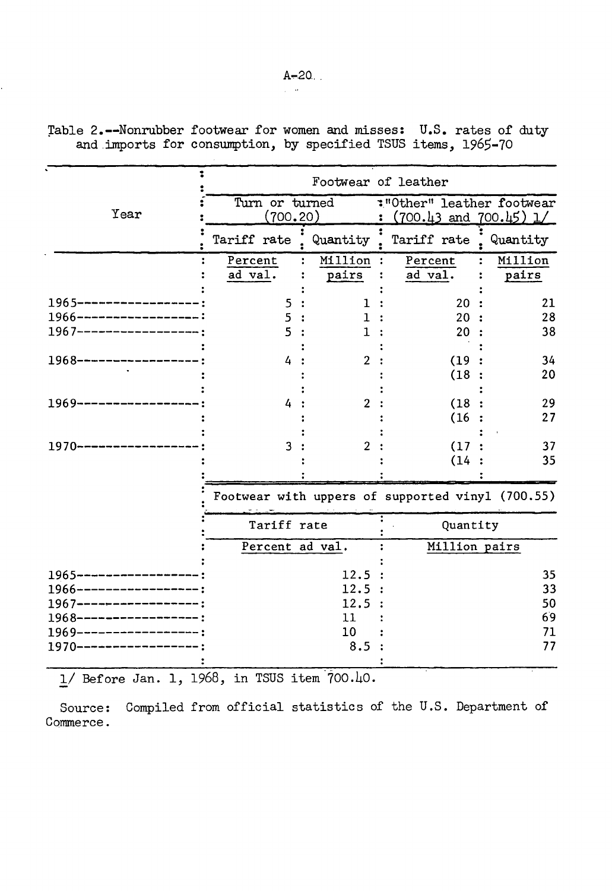Table 2.--Nonrubber footwear for women and misses: U.S. rates of duty and imports for consumption, by specified TSUS items, 1965-70

| Year | Footwear of leather | | | |
|---|---|---|---|---|
| | Turn or turned (700.20) | | "Other" leather footwear (700.43 and 700.45) 1/ | |
| | Tariff rate | Quantity | Tariff rate | Quantity |
| | Percent ad val. | Million pairs | Percent ad val. | Million pairs |
| 1965 | 5 | 1 | 20 | 21 |
| 1966 | 5 | 1 | 20 | 28 |
| 1967 | 5 | 1 | 20 | 38 |
| 1968 | 4 | 2 | (19 | 34 |
| | | | (18 | 20 |
| 1969 | 4 | 2 | (18 | 29 |
| | | | (16 | 27 |
| 1970 | 3 | 2 | (17 | 37 |
| | | | (14 | 35 |

| Year | Footwear with uppers of supported vinyl (700.55) | |
|---|---|---|
| | Tariff rate | Quantity |
| | Percent ad val. | Million pairs |
| 1965 | 12.5 | 35 |
| 1966 | 12.5 | 33 |
| 1967 | 12.5 | 50 |
| 1968 | 11 | 69 |
| 1969 | 10 | 71 |
| 1970 | 8.5 | 77 |

1/ Before Jan. 1, 1968, in TSUS item 700.40.

Source: Compiled from official statistics of the U.S. Department of Commerce.